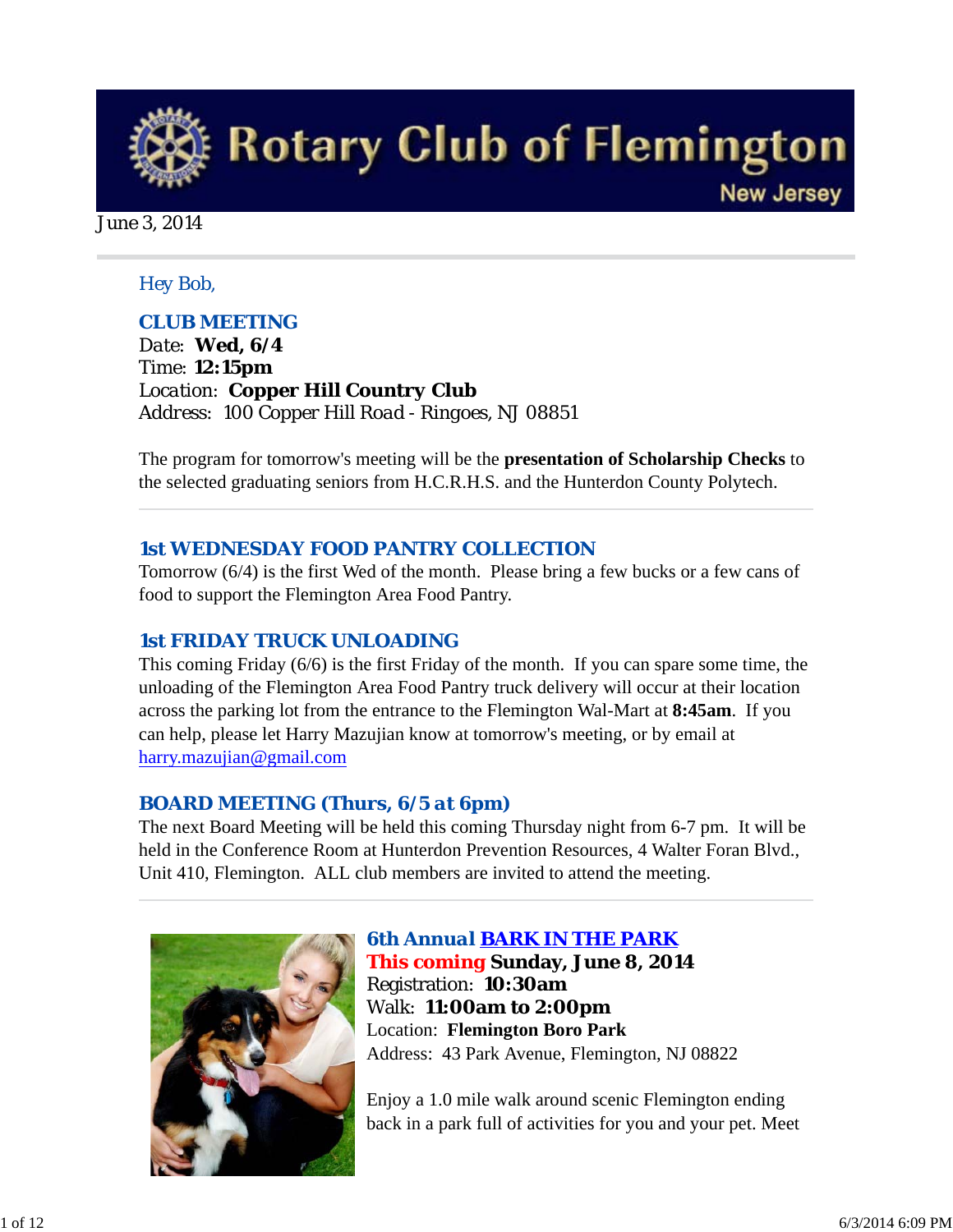# Rotary Club of Flemington

New Jersey

June 3, 2014

Hey Bob,

## CLUB MEETING

Date: **Wed, 6/4**
Time: **12:15pm**
Location: **Copper Hill Country Club**
Address: 100 Copper Hill Road - Ringoes, NJ 08851

The program for tomorrow's meeting will be the **presentation of Scholarship Checks** to the selected graduating seniors from H.C.R.H.S. and the Hunterdon County Polytech.

---

## 1st WEDNESDAY FOOD PANTRY COLLECTION

Tomorrow (6/4) is the first Wed of the month. Please bring a few bucks or a few cans of food to support the Flemington Area Food Pantry.

## 1st FRIDAY TRUCK UNLOADING

This coming Friday (6/6) is the first Friday of the month. If you can spare some time, the unloading of the Flemington Area Food Pantry truck delivery will occur at their location across the parking lot from the entrance to the Flemington Wal-Mart at **8:45am**. If you can help, please let Harry Mazujian know at tomorrow's meeting, or by email at harry.mazujian@gmail.com

## BOARD MEETING (Thurs, 6/5 at 6pm)

The next Board Meeting will be held this coming Thursday night from 6-7 pm. It will be held in the Conference Room at Hunterdon Prevention Resources, 4 Walter Foran Blvd., Unit 410, Flemington. ALL club members are invited to attend the meeting.

---

## 6th Annual BARK IN THE PARK

**This coming Sunday, June 8, 2014**
Registration: **10:30am**
Walk: **11:00am to 2:00pm**
Location: **Flemington Boro Park**
Address: 43 Park Avenue, Flemington, NJ 08822

Enjoy a 1.0 mile walk around scenic Flemington ending back in a park full of activities for you and your pet. Meet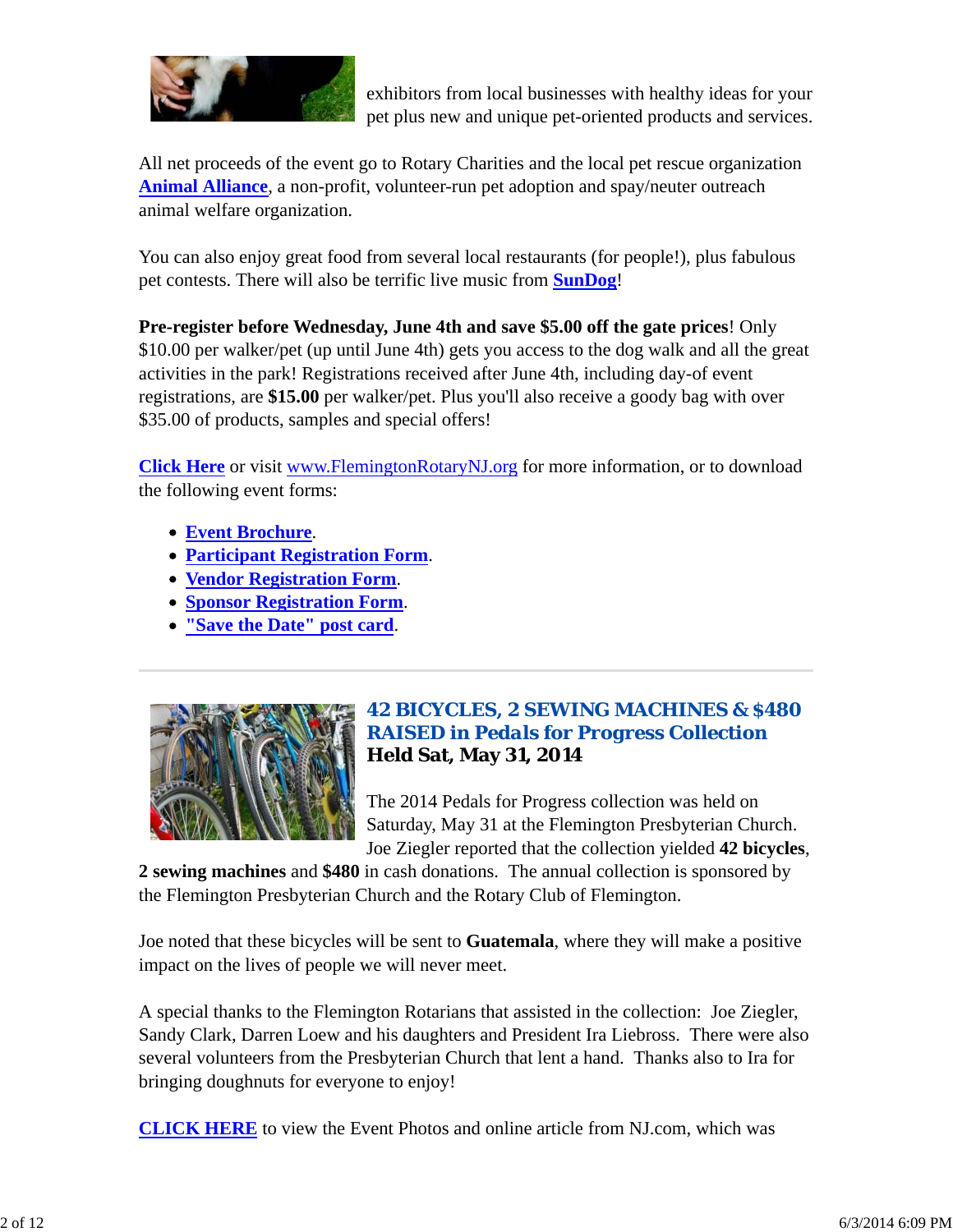exhibitors from local businesses with healthy ideas for your pet plus new and unique pet-oriented products and services.

All net proceeds of the event go to Rotary Charities and the local pet rescue organization **Animal Alliance**, a non-profit, volunteer-run pet adoption and spay/neuter outreach animal welfare organization.

You can also enjoy great food from several local restaurants (for people!), plus fabulous pet contests. There will also be terrific live music from **SunDog**!

**Pre-register before Wednesday, June 4th and save $5.00 off the gate prices**! Only $10.00 per walker/pet (up until June 4th) gets you access to the dog walk and all the great activities in the park! Registrations received after June 4th, including day-of event registrations, are **$15.00** per walker/pet. Plus you'll also receive a goody bag with over $35.00 of products, samples and special offers!

**Click Here** or visit www.FlemingtonRotaryNJ.org for more information, or to download the following event forms:

- **Event Brochure**.
- **Participant Registration Form**.
- **Vendor Registration Form**.
- **Sponsor Registration Form**.
- **"Save the Date" post card**.

---

## 42 BICYCLES, 2 SEWING MACHINES & $480 RAISED in Pedals for Progress Collection

**Held Sat, May 31, 2014**

The 2014 Pedals for Progress collection was held on Saturday, May 31 at the Flemington Presbyterian Church. Joe Ziegler reported that the collection yielded **42 bicycles**, **2 sewing machines** and **$480** in cash donations.  The annual collection is sponsored by the Flemington Presbyterian Church and the Rotary Club of Flemington.

Joe noted that these bicycles will be sent to **Guatemala**, where they will make a positive impact on the lives of people we will never meet.

A special thanks to the Flemington Rotarians that assisted in the collection:  Joe Ziegler, Sandy Clark, Darren Loew and his daughters and President Ira Liebross.  There were also several volunteers from the Presbyterian Church that lent a hand.  Thanks also to Ira for bringing doughnuts for everyone to enjoy!

**CLICK HERE** to view the Event Photos and online article from NJ.com, which was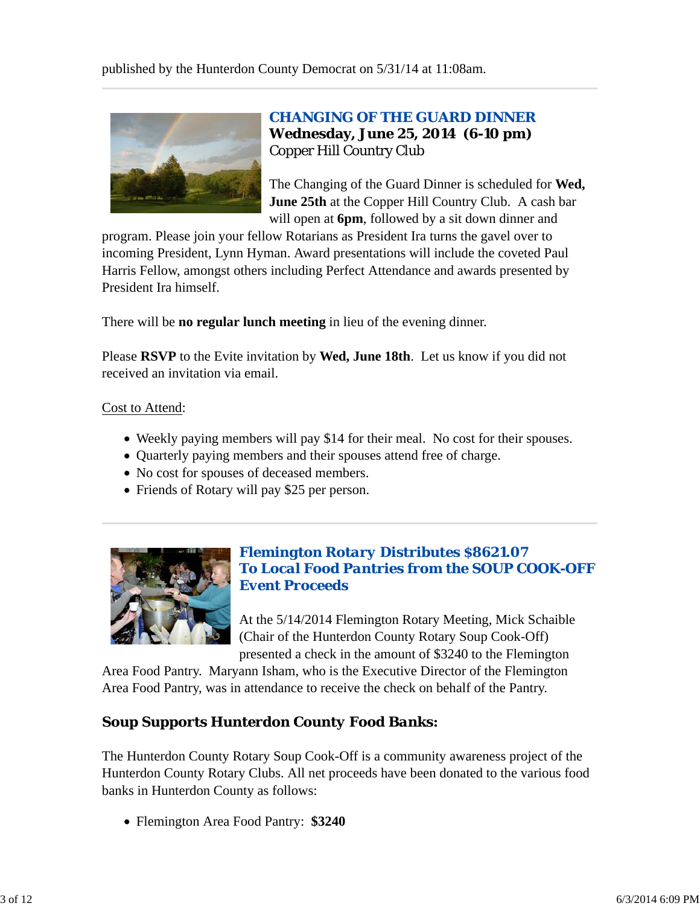published by the Hunterdon County Democrat on 5/31/14 at 11:08am.

---

## CHANGING OF THE GUARD DINNER

**Wednesday, June 25, 2014 (6-10 pm)**
Copper Hill Country Club

The Changing of the Guard Dinner is scheduled for **Wed, June 25th** at the Copper Hill Country Club. A cash bar will open at **6pm**, followed by a sit down dinner and program. Please join your fellow Rotarians as President Ira turns the gavel over to incoming President, Lynn Hyman. Award presentations will include the coveted Paul Harris Fellow, amongst others including Perfect Attendance and awards presented by President Ira himself.

There will be **no regular lunch meeting** in lieu of the evening dinner.

Please **RSVP** to the Evite invitation by **Wed, June 18th**. Let us know if you did not received an invitation via email.

Cost to Attend:

- Weekly paying members will pay $14 for their meal. No cost for their spouses.
- Quarterly paying members and their spouses attend free of charge.
- No cost for spouses of deceased members.
- Friends of Rotary will pay $25 per person.

---

## *Flemington Rotary Distributes $8621.07 To Local Food Pantries from the SOUP COOK-OFF Event Proceeds*

At the 5/14/2014 Flemington Rotary Meeting, Mick Schaible (Chair of the Hunterdon County Rotary Soup Cook-Off) presented a check in the amount of $3240 to the Flemington Area Food Pantry. Maryann Isham, who is the Executive Director of the Flemington Area Food Pantry, was in attendance to receive the check on behalf of the Pantry.

### Soup Supports Hunterdon County Food Banks:

The Hunterdon County Rotary Soup Cook-Off is a community awareness project of the Hunterdon County Rotary Clubs. All net proceeds have been donated to the various food banks in Hunterdon County as follows:

- Flemington Area Food Pantry: **$3240**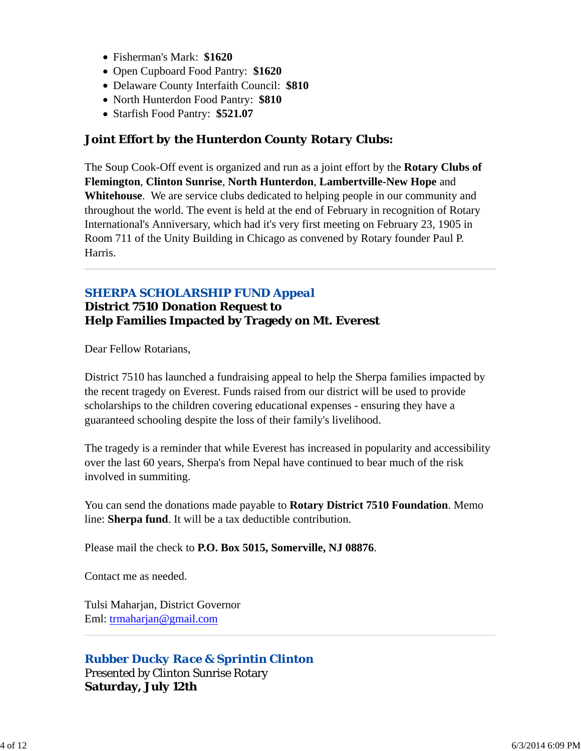- Fisherman's Mark: **$1620**
- Open Cupboard Food Pantry: **$1620**
- Delaware County Interfaith Council: **$810**
- North Hunterdon Food Pantry: **$810**
- Starfish Food Pantry: **$521.07**

### Joint Effort by the Hunterdon County Rotary Clubs:

The Soup Cook-Off event is organized and run as a joint effort by the **Rotary Clubs of Flemington**, **Clinton Sunrise**, **North Hunterdon**, **Lambertville-New Hope** and **Whitehouse**. We are service clubs dedicated to helping people in our community and throughout the world. The event is held at the end of February in recognition of Rotary International's Anniversary, which had it's very first meeting on February 23, 1905 in Room 711 of the Unity Building in Chicago as convened by Rotary founder Paul P. Harris.

---

## *SHERPA SCHOLARSHIP FUND Appeal*

**District 7510 Donation Request to**
**Help Families Impacted by Tragedy on Mt. Everest**

Dear Fellow Rotarians,

District 7510 has launched a fundraising appeal to help the Sherpa families impacted by the recent tragedy on Everest. Funds raised from our district will be used to provide scholarships to the children covering educational expenses - ensuring they have a guaranteed schooling despite the loss of their family's livelihood.

The tragedy is a reminder that while Everest has increased in popularity and accessibility over the last 60 years, Sherpa's from Nepal have continued to bear much of the risk involved in summiting.

You can send the donations made payable to **Rotary District 7510 Foundation**. Memo line: **Sherpa fund**. It will be a tax deductible contribution.

Please mail the check to **P.O. Box 5015, Somerville, NJ 08876**.

Contact me as needed.

Tulsi Maharjan, District Governor
Eml: trmaharjan@gmail.com

---

## *Rubber Ducky Race & Sprintin Clinton*

Presented by Clinton Sunrise Rotary
**Saturday, July 12th**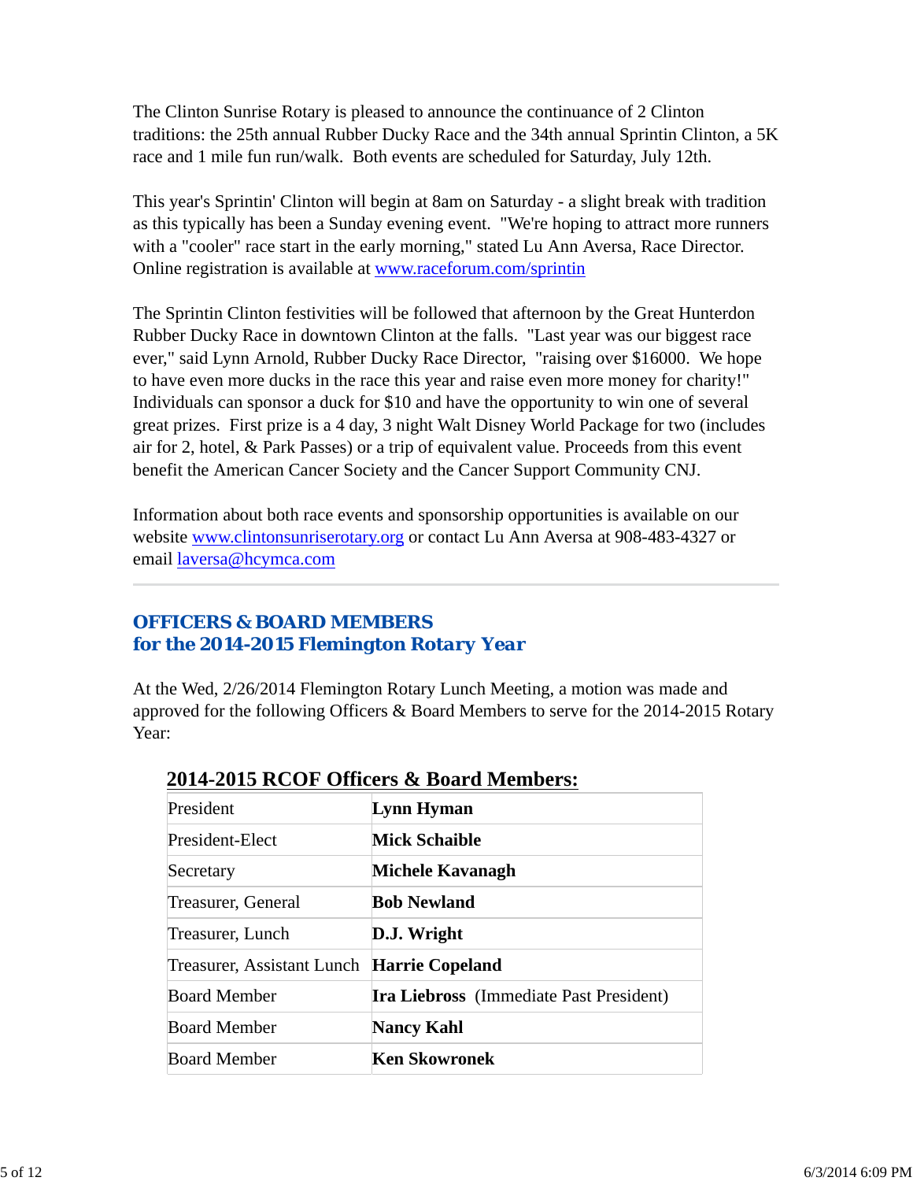The Clinton Sunrise Rotary is pleased to announce the continuance of 2 Clinton traditions: the 25th annual Rubber Ducky Race and the 34th annual Sprintin Clinton, a 5K race and 1 mile fun run/walk.  Both events are scheduled for Saturday, July 12th.

This year's Sprintin' Clinton will begin at 8am on Saturday - a slight break with tradition as this typically has been a Sunday evening event.  "We're hoping to attract more runners with a "cooler" race start in the early morning," stated Lu Ann Aversa, Race Director. Online registration is available at www.raceforum.com/sprintin

The Sprintin Clinton festivities will be followed that afternoon by the Great Hunterdon Rubber Ducky Race in downtown Clinton at the falls.  "Last year was our biggest race ever," said Lynn Arnold, Rubber Ducky Race Director,  "raising over $16000.  We hope to have even more ducks in the race this year and raise even more money for charity!" Individuals can sponsor a duck for $10 and have the opportunity to win one of several great prizes.  First prize is a 4 day, 3 night Walt Disney World Package for two (includes air for 2, hotel, & Park Passes) or a trip of equivalent value. Proceeds from this event benefit the American Cancer Society and the Cancer Support Community CNJ.

Information about both race events and sponsorship opportunities is available on our website www.clintonsunriserotary.org or contact Lu Ann Aversa at 908-483-4327 or email laversa@hcymca.com

---

## OFFICERS & BOARD MEMBERS
## for the 2014-2015 Flemington Rotary Year

At the Wed, 2/26/2014 Flemington Rotary Lunch Meeting, a motion was made and approved for the following Officers & Board Members to serve for the 2014-2015 Rotary Year:

**2014-2015 RCOF Officers & Board Members:**

| | |
|---|---|
| President | **Lynn Hyman** |
| President-Elect | **Mick Schaible** |
| Secretary | **Michele Kavanagh** |
| Treasurer, General | **Bob Newland** |
| Treasurer, Lunch | **D.J. Wright** |
| Treasurer, Assistant Lunch | **Harrie Copeland** |
| Board Member | **Ira Liebross** (Immediate Past President) |
| Board Member | **Nancy Kahl** |
| Board Member | **Ken Skowronek** |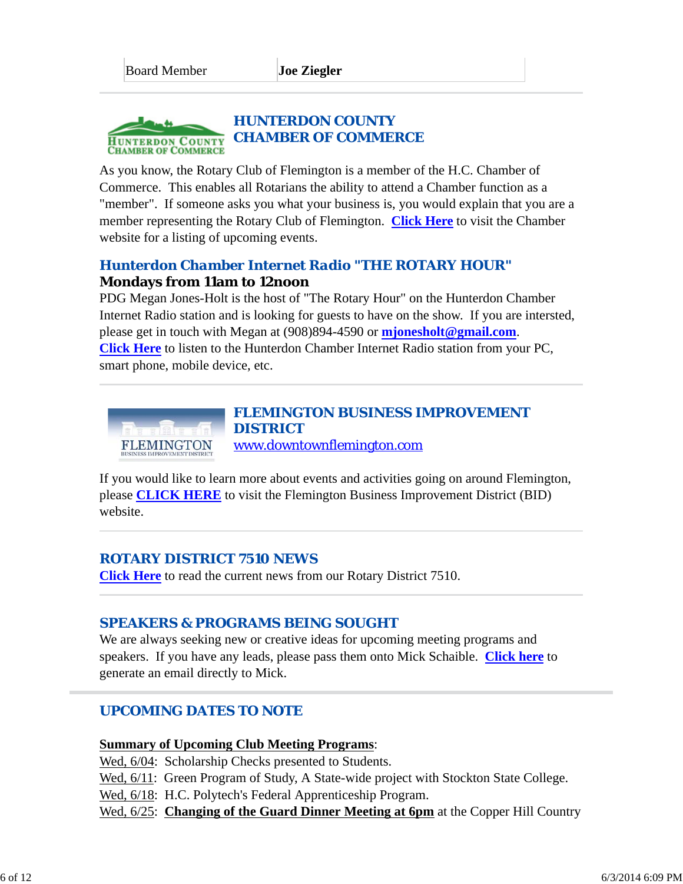| Board Member | **Joe Ziegler** |
|---|---|

---

## HUNTERDON COUNTY CHAMBER OF COMMERCE

As you know, the Rotary Club of Flemington is a member of the H.C. Chamber of Commerce. This enables all Rotarians the ability to attend a Chamber function as a "member". If someone asks you what your business is, you would explain that you are a member representing the Rotary Club of Flemington. **Click Here** to visit the Chamber website for a listing of upcoming events.

### Hunterdon Chamber Internet Radio "THE ROTARY HOUR"

**Mondays from 11am to 12noon**

PDG Megan Jones-Holt is the host of "The Rotary Hour" on the Hunterdon Chamber Internet Radio station and is looking for guests to have on the show. If you are intersted, please get in touch with Megan at (908)894-4590 or **mjonesholt@gmail.com**. **Click Here** to listen to the Hunterdon Chamber Internet Radio station from your PC, smart phone, mobile device, etc.

---

## FLEMINGTON BUSINESS IMPROVEMENT DISTRICT

www.downtownflemington.com

If you would like to learn more about events and activities going on around Flemington, please **CLICK HERE** to visit the Flemington Business Improvement District (BID) website.

---

## ROTARY DISTRICT 7510 NEWS

**Click Here** to read the current news from our Rotary District 7510.

---

## SPEAKERS & PROGRAMS BEING SOUGHT

We are always seeking new or creative ideas for upcoming meeting programs and speakers. If you have any leads, please pass them onto Mick Schaible. **Click here** to generate an email directly to Mick.

---

## UPCOMING DATES TO NOTE

**Summary of Upcoming Club Meeting Programs**:

Wed, 6/04: Scholarship Checks presented to Students.
Wed, 6/11: Green Program of Study, A State-wide project with Stockton State College.
Wed, 6/18: H.C. Polytech's Federal Apprenticeship Program.
Wed, 6/25: **Changing of the Guard Dinner Meeting at 6pm** at the Copper Hill Country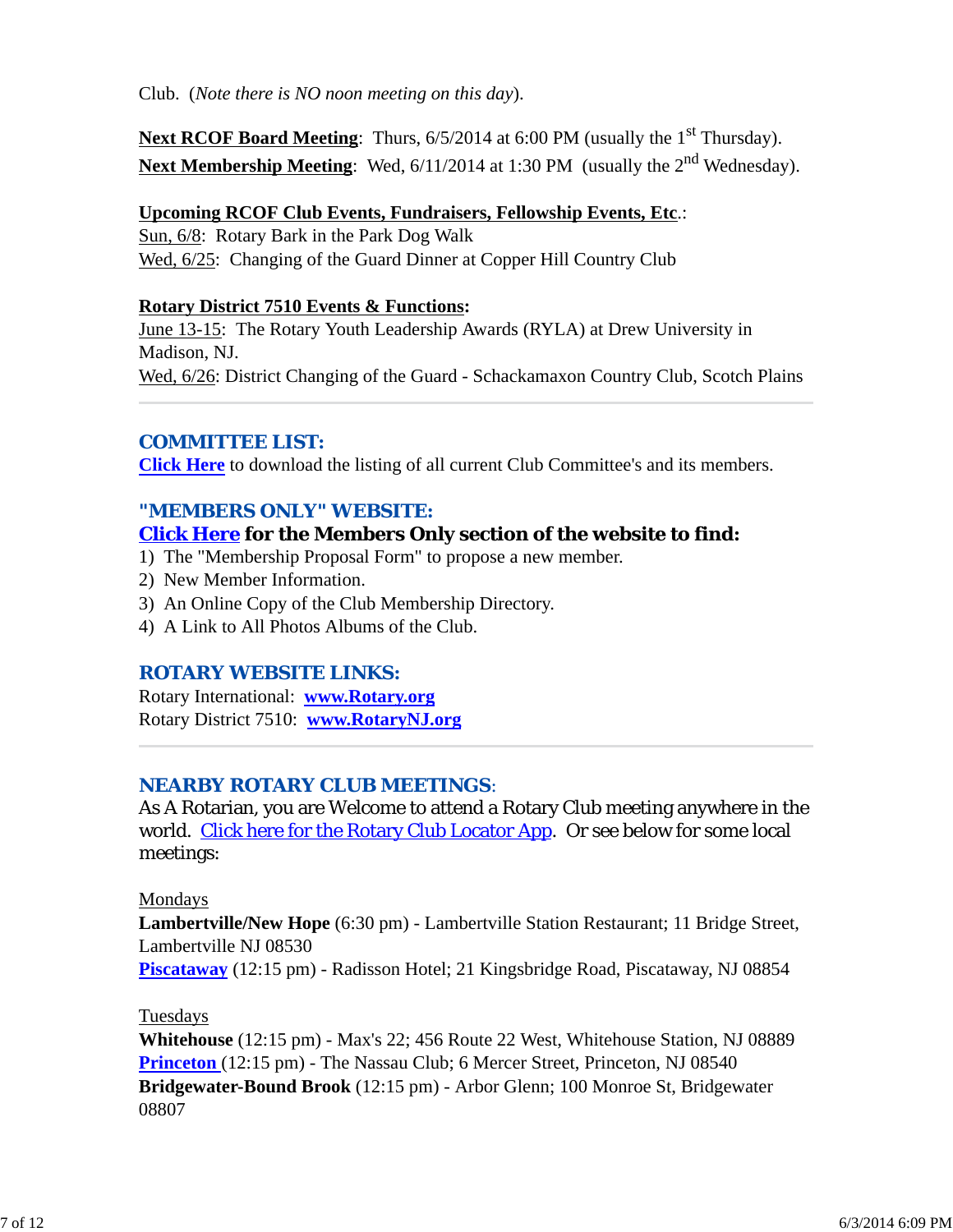Club. (*Note there is NO noon meeting on this day*).

**Next RCOF Board Meeting**: Thurs, 6/5/2014 at 6:00 PM (usually the 1st Thursday).
**Next Membership Meeting**: Wed, 6/11/2014 at 1:30 PM (usually the 2nd Wednesday).

**Upcoming RCOF Club Events, Fundraisers, Fellowship Events, Etc.**:
Sun, 6/8: Rotary Bark in the Park Dog Walk
Wed, 6/25: Changing of the Guard Dinner at Copper Hill Country Club

**Rotary District 7510 Events & Functions:**
June 13-15: The Rotary Youth Leadership Awards (RYLA) at Drew University in Madison, NJ.
Wed, 6/26: District Changing of the Guard - Schackamaxon Country Club, Scotch Plains

---

## COMMITTEE LIST:

**Click Here** to download the listing of all current Club Committee's and its members.

## "MEMBERS ONLY" WEBSITE:

**Click Here for the Members Only section of the website to find:**

1) The "Membership Proposal Form" to propose a new member.
2) New Member Information.
3) An Online Copy of the Club Membership Directory.
4) A Link to All Photos Albums of the Club.

## ROTARY WEBSITE LINKS:

Rotary International: **www.Rotary.org**
Rotary District 7510: **www.RotaryNJ.org**

---

## NEARBY ROTARY CLUB MEETINGS:

As A Rotarian, you are Welcome to attend a Rotary Club meeting anywhere in the world. Click here for the Rotary Club Locator App. Or see below for some local meetings:

Mondays
**Lambertville/New Hope** (6:30 pm) - Lambertville Station Restaurant; 11 Bridge Street, Lambertville NJ 08530
**Piscataway** (12:15 pm) - Radisson Hotel; 21 Kingsbridge Road, Piscataway, NJ 08854

Tuesdays
**Whitehouse** (12:15 pm) - Max's 22; 456 Route 22 West, Whitehouse Station, NJ 08889
**Princeton** (12:15 pm) - The Nassau Club; 6 Mercer Street, Princeton, NJ 08540
**Bridgewater-Bound Brook** (12:15 pm) - Arbor Glenn; 100 Monroe St, Bridgewater 08807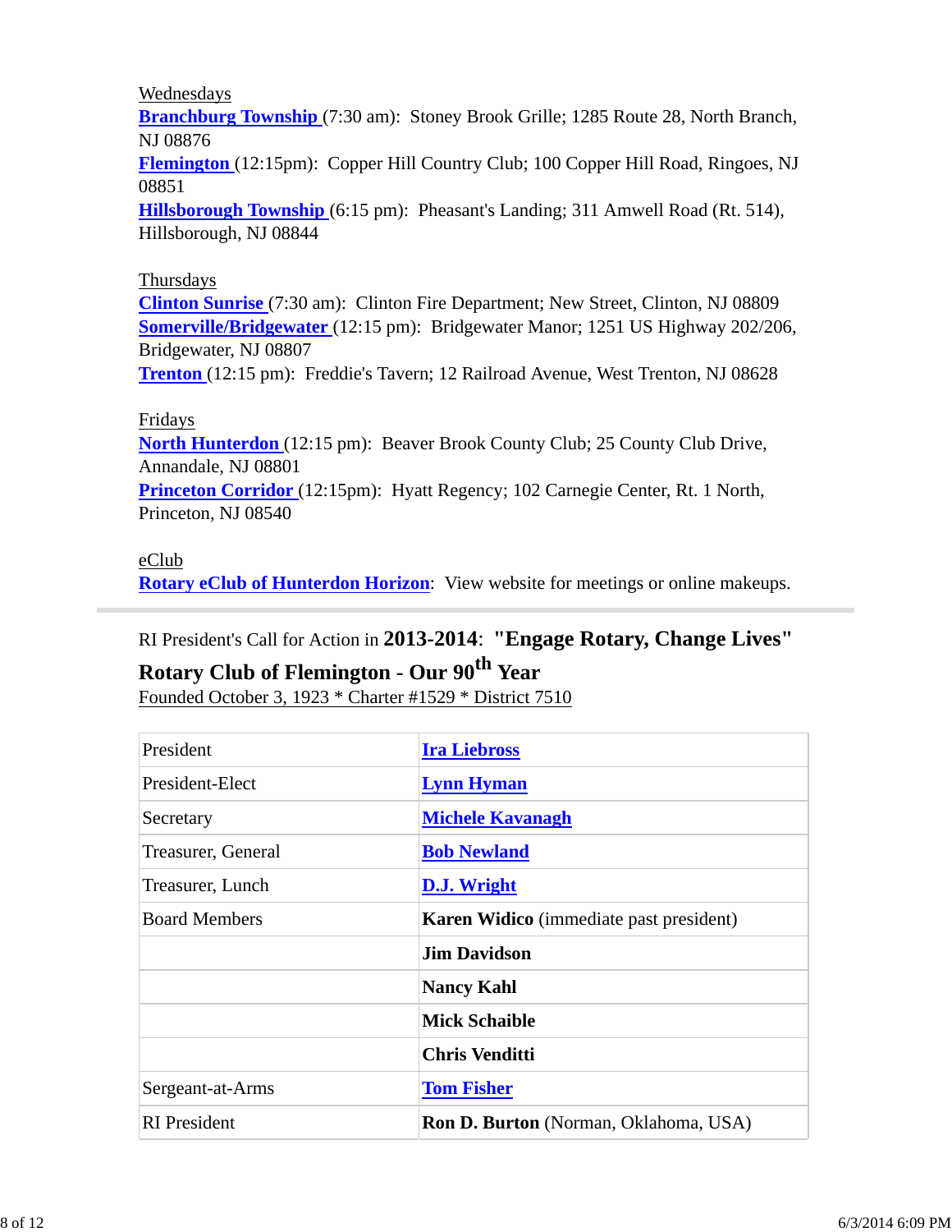Wednesdays

**Branchburg Township** (7:30 am): Stoney Brook Grille; 1285 Route 28, North Branch, NJ 08876

**Flemington** (12:15pm): Copper Hill Country Club; 100 Copper Hill Road, Ringoes, NJ 08851

**Hillsborough Township** (6:15 pm): Pheasant's Landing; 311 Amwell Road (Rt. 514), Hillsborough, NJ 08844

Thursdays

**Clinton Sunrise** (7:30 am): Clinton Fire Department; New Street, Clinton, NJ 08809

**Somerville/Bridgewater** (12:15 pm): Bridgewater Manor; 1251 US Highway 202/206, Bridgewater, NJ 08807

**Trenton** (12:15 pm): Freddie's Tavern; 12 Railroad Avenue, West Trenton, NJ 08628

Fridays

**North Hunterdon** (12:15 pm): Beaver Brook County Club; 25 County Club Drive, Annandale, NJ 08801

**Princeton Corridor** (12:15pm): Hyatt Regency; 102 Carnegie Center, Rt. 1 North, Princeton, NJ 08540

eClub

**Rotary eClub of Hunterdon Horizon**: View website for meetings or online makeups.

---

RI President's Call for Action in **2013-2014**: **"Engage Rotary, Change Lives"**

**Rotary Club of Flemington - Our 90th Year**

Founded October 3, 1923 * Charter #1529 * District 7510

| | |
|---|---|
| President | **Ira Liebross** |
| President-Elect | **Lynn Hyman** |
| Secretary | **Michele Kavanagh** |
| Treasurer, General | **Bob Newland** |
| Treasurer, Lunch | **D.J. Wright** |
| Board Members | **Karen Widico** (immediate past president) |
| | **Jim Davidson** |
| | **Nancy Kahl** |
| | **Mick Schaible** |
| | **Chris Venditti** |
| Sergeant-at-Arms | **Tom Fisher** |
| RI President | **Ron D. Burton** (Norman, Oklahoma, USA) |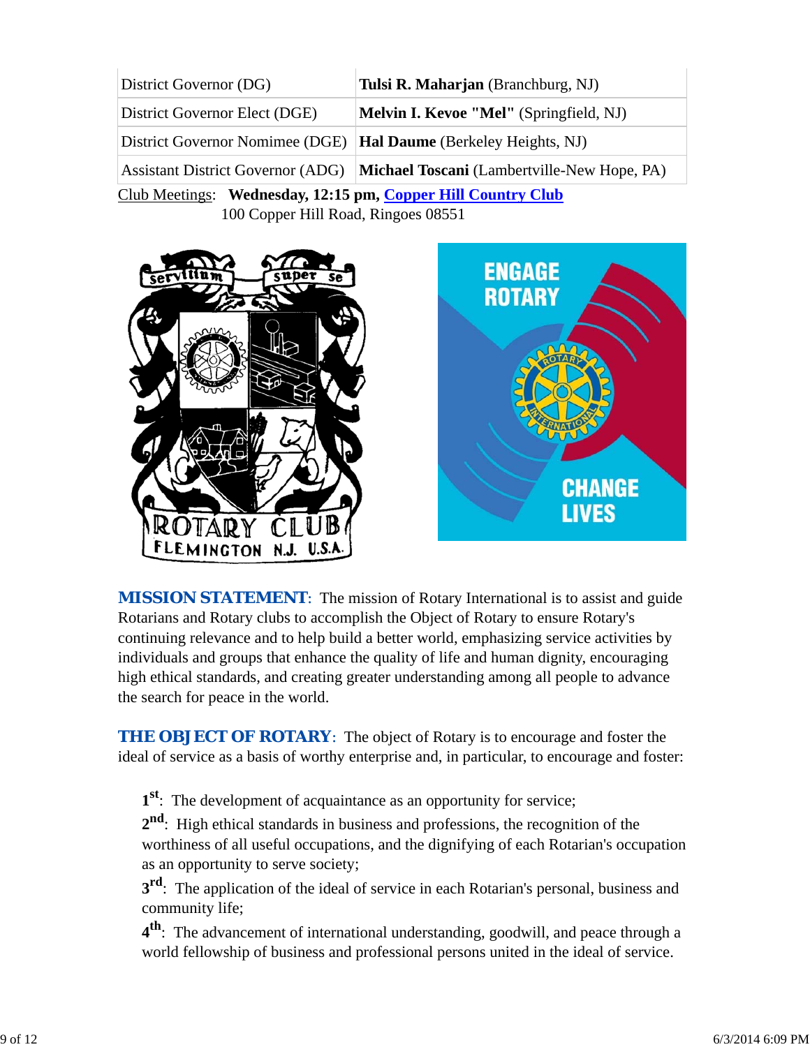| District Governor (DG) | **Tulsi R. Maharjan** (Branchburg, NJ) |
| --- | --- |
| District Governor Elect (DGE) | **Melvin I. Kevoe "Mel"** (Springfield, NJ) |
| District Governor Nominee (DGE) | **Hal Daume** (Berkeley Heights, NJ) |
| Assistant District Governor (ADG) | **Michael Toscani** (Lambertville-New Hope, PA) |

Club Meetings: **Wednesday, 12:15 pm, Copper Hill Country Club**
100 Copper Hill Road, Ringoes 08551

**MISSION STATEMENT**: The mission of Rotary International is to assist and guide Rotarians and Rotary clubs to accomplish the Object of Rotary to ensure Rotary's continuing relevance and to help build a better world, emphasizing service activities by individuals and groups that enhance the quality of life and human dignity, encouraging high ethical standards, and creating greater understanding among all people to advance the search for peace in the world.

**THE OBJECT OF ROTARY**: The object of Rotary is to encourage and foster the ideal of service as a basis of worthy enterprise and, in particular, to encourage and foster:

**1st**: The development of acquaintance as an opportunity for service;

**2nd**: High ethical standards in business and professions, the recognition of the worthiness of all useful occupations, and the dignifying of each Rotarian's occupation as an opportunity to serve society;

**3rd**: The application of the ideal of service in each Rotarian's personal, business and community life;

**4th**: The advancement of international understanding, goodwill, and peace through a world fellowship of business and professional persons united in the ideal of service.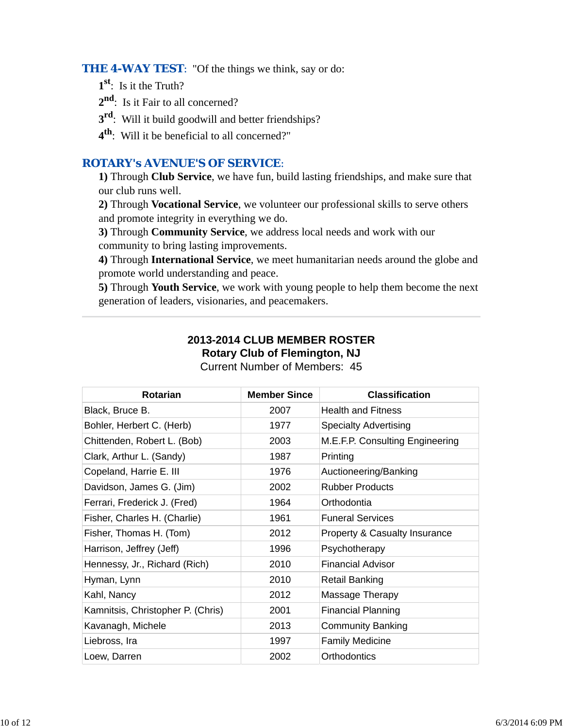**THE 4-WAY TEST**: "Of the things we think, say or do:

1st: Is it the Truth?

2nd: Is it Fair to all concerned?

3rd: Will it build goodwill and better friendships?

4th: Will it be beneficial to all concerned?"

**ROTARY's AVENUE'S OF SERVICE**:

**1)** Through **Club Service**, we have fun, build lasting friendships, and make sure that our club runs well.

**2)** Through **Vocational Service**, we volunteer our professional skills to serve others and promote integrity in everything we do.

**3)** Through **Community Service**, we address local needs and work with our community to bring lasting improvements.

**4)** Through **International Service**, we meet humanitarian needs around the globe and promote world understanding and peace.

**5)** Through **Youth Service**, we work with young people to help them become the next generation of leaders, visionaries, and peacemakers.

---

**2013-2014 CLUB MEMBER ROSTER**
**Rotary Club of Flemington, NJ**
Current Number of Members: 45

| Rotarian | Member Since | Classification |
|---|---|---|
| Black, Bruce B. | 2007 | Health and Fitness |
| Bohler, Herbert C. (Herb) | 1977 | Specialty Advertising |
| Chittenden, Robert L. (Bob) | 2003 | M.E.F.P. Consulting Engineering |
| Clark, Arthur L. (Sandy) | 1987 | Printing |
| Copeland, Harrie E. III | 1976 | Auctioneering/Banking |
| Davidson, James G. (Jim) | 2002 | Rubber Products |
| Ferrari, Frederick J. (Fred) | 1964 | Orthodontia |
| Fisher, Charles H. (Charlie) | 1961 | Funeral Services |
| Fisher, Thomas H. (Tom) | 2012 | Property & Casualty Insurance |
| Harrison, Jeffrey (Jeff) | 1996 | Psychotherapy |
| Hennessy, Jr., Richard (Rich) | 2010 | Financial Advisor |
| Hyman, Lynn | 2010 | Retail Banking |
| Kahl, Nancy | 2012 | Massage Therapy |
| Kamnitsis, Christopher P. (Chris) | 2001 | Financial Planning |
| Kavanagh, Michele | 2013 | Community Banking |
| Liebross, Ira | 1997 | Family Medicine |
| Loew, Darren | 2002 | Orthodontics |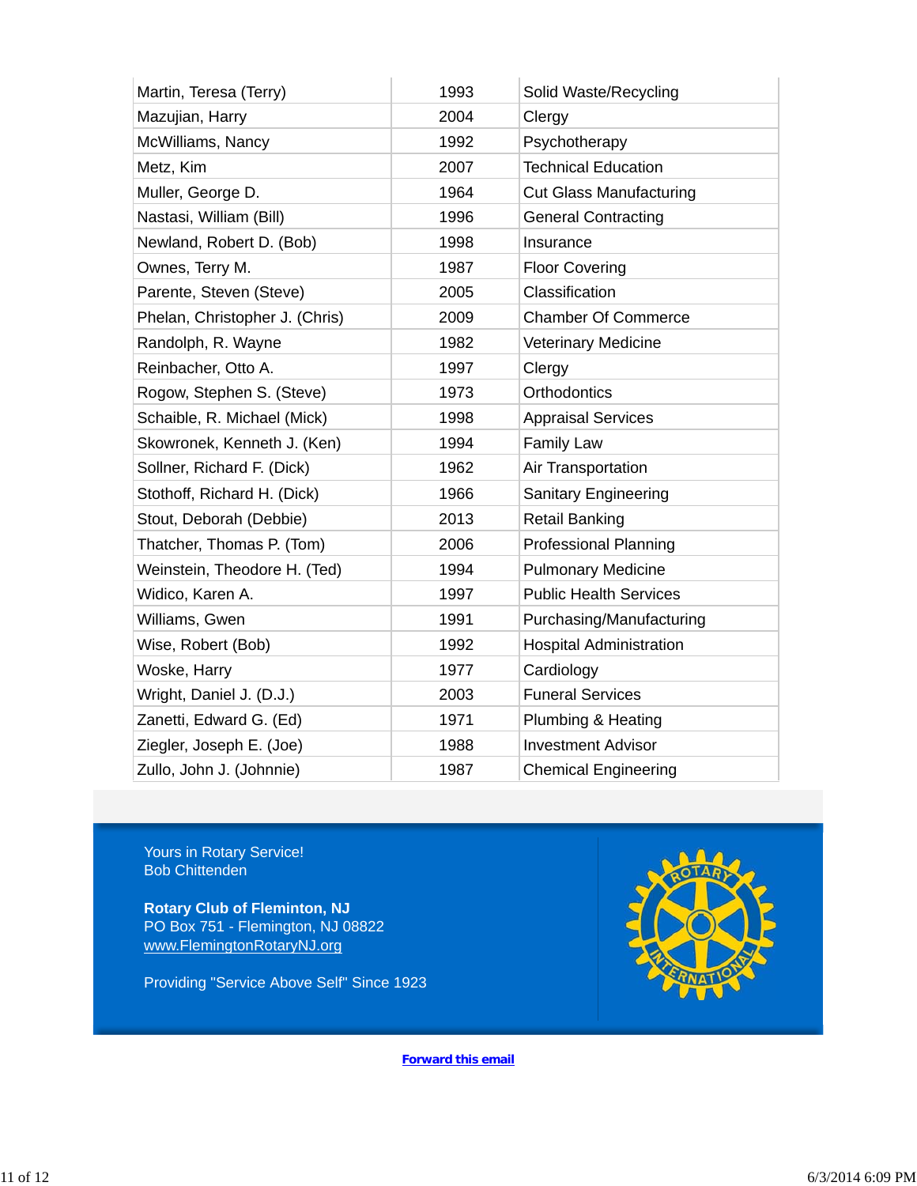| Martin, Teresa (Terry) | 1993 | Solid Waste/Recycling |
|---|---|---|
| Mazujian, Harry | 2004 | Clergy |
| McWilliams, Nancy | 1992 | Psychotherapy |
| Metz, Kim | 2007 | Technical Education |
| Muller, George D. | 1964 | Cut Glass Manufacturing |
| Nastasi, William (Bill) | 1996 | General Contracting |
| Newland, Robert D. (Bob) | 1998 | Insurance |
| Ownes, Terry M. | 1987 | Floor Covering |
| Parente, Steven (Steve) | 2005 | Classification |
| Phelan, Christopher J. (Chris) | 2009 | Chamber Of Commerce |
| Randolph, R. Wayne | 1982 | Veterinary Medicine |
| Reinbacher, Otto A. | 1997 | Clergy |
| Rogow, Stephen S. (Steve) | 1973 | Orthodontics |
| Schaible, R. Michael (Mick) | 1998 | Appraisal Services |
| Skowronek, Kenneth J. (Ken) | 1994 | Family Law |
| Sollner, Richard F. (Dick) | 1962 | Air Transportation |
| Stothoff, Richard H. (Dick) | 1966 | Sanitary Engineering |
| Stout, Deborah (Debbie) | 2013 | Retail Banking |
| Thatcher, Thomas P. (Tom) | 2006 | Professional Planning |
| Weinstein, Theodore H. (Ted) | 1994 | Pulmonary Medicine |
| Widico, Karen A. | 1997 | Public Health Services |
| Williams, Gwen | 1991 | Purchasing/Manufacturing |
| Wise, Robert (Bob) | 1992 | Hospital Administration |
| Woske, Harry | 1977 | Cardiology |
| Wright, Daniel J. (D.J.) | 2003 | Funeral Services |
| Zanetti, Edward G. (Ed) | 1971 | Plumbing & Heating |
| Ziegler, Joseph E. (Joe) | 1988 | Investment Advisor |
| Zullo, John J. (Johnnie) | 1987 | Chemical Engineering |

Yours in Rotary Service!
Bob Chittenden

**Rotary Club of Fleminton, NJ**
PO Box 751 - Flemington, NJ 08822
www.FlemingtonRotaryNJ.org

Providing "Service Above Self" Since 1923

**Forward this email**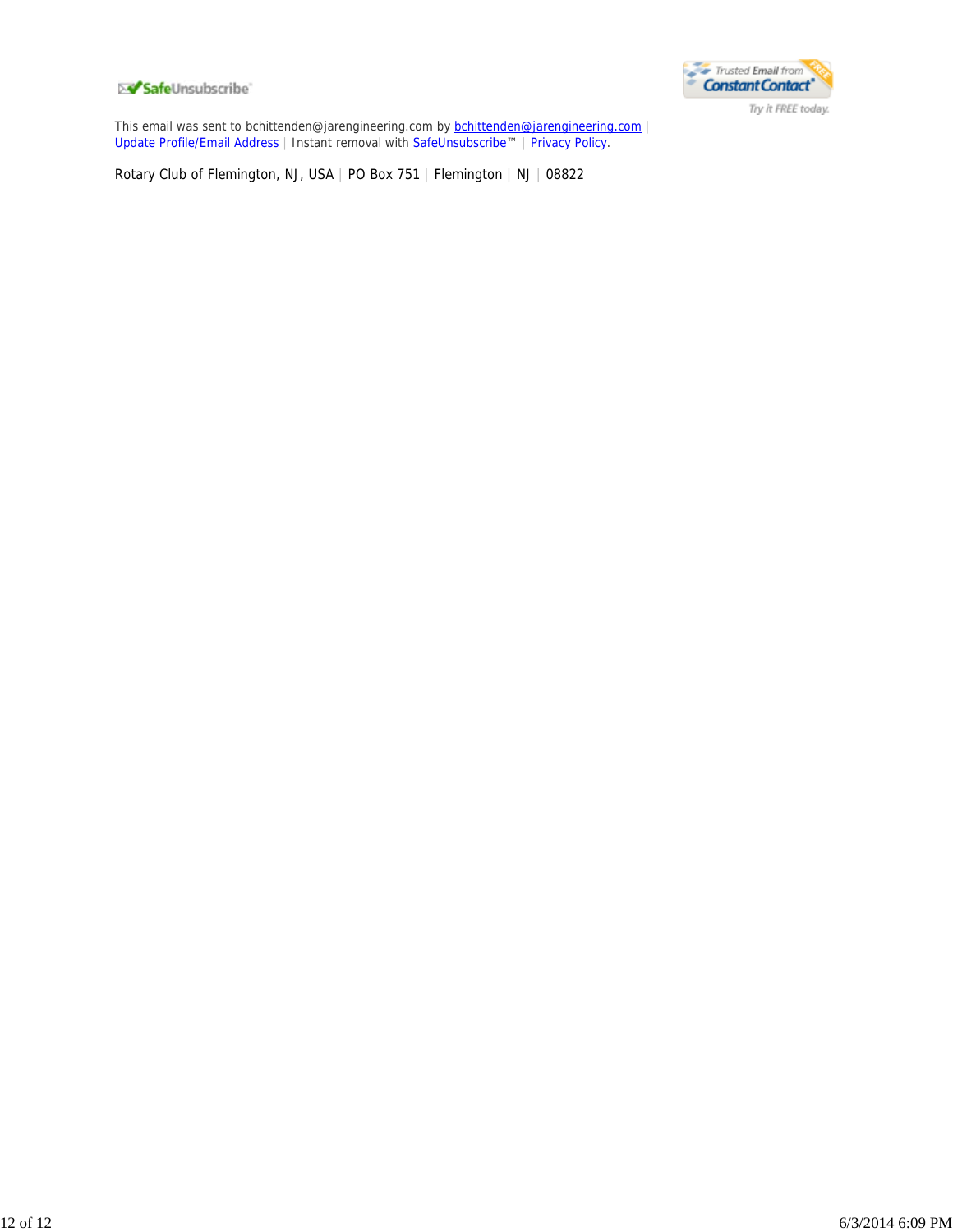SafeUnsubscribe

Trusted Email from Constant Contact

Try it FREE today.

This email was sent to bchittenden@jarengineering.com by bchittenden@jarengineering.com | Update Profile/Email Address | Instant removal with SafeUnsubscribe™ | Privacy Policy.

Rotary Club of Flemington, NJ, USA | PO Box 751 | Flemington | NJ | 08822